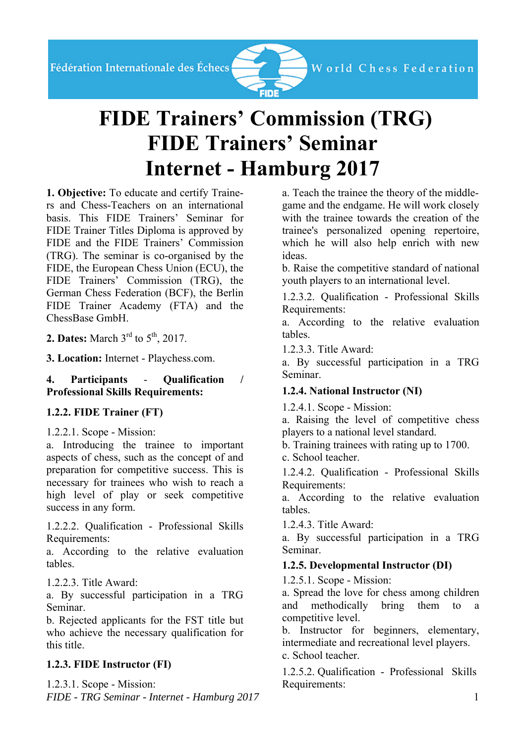# FIDE Trainers' Commission (TRG)
# FIDE Trainers' Seminar
# Internet - Hamburg 2017

**1. Objective:** To educate and certify Trainers and Chess-Teachers on an international basis. This FIDE Trainers' Seminar for FIDE Trainer Titles Diploma is approved by FIDE and the FIDE Trainers' Commission (TRG). The seminar is co-organised by the FIDE, the European Chess Union (ECU), the FIDE Trainers' Commission (TRG), the German Chess Federation (BCF), the Berlin FIDE Trainer Academy (FTA) and the ChessBase GmbH.

**2. Dates:** March 3rd to 5th, 2017.

**3. Location:** Internet - Playchess.com.

**4. Participants - Qualification / Professional Skills Requirements:**

**1.2.2. FIDE Trainer (FT)**

1.2.2.1. Scope - Mission:
a. Introducing the trainee to important aspects of chess, such as the concept of and preparation for competitive success. This is necessary for trainees who wish to reach a high level of play or seek competitive success in any form.

1.2.2.2. Qualification - Professional Skills Requirements:
a. According to the relative evaluation tables.

1.2.2.3. Title Award:
a. By successful participation in a TRG Seminar.
b. Rejected applicants for the FST title but who achieve the necessary qualification for this title.

**1.2.3. FIDE Instructor (FI)**

1.2.3.1. Scope - Mission:
a. Teach the trainee the theory of the middlegame and the endgame. He will work closely with the trainee towards the creation of the trainee's personalized opening repertoire, which he will also help enrich with new ideas.
b. Raise the competitive standard of national youth players to an international level.

1.2.3.2. Qualification - Professional Skills Requirements:
a. According to the relative evaluation tables.

1.2.3.3. Title Award:
a. By successful participation in a TRG Seminar.

**1.2.4. National Instructor (NI)**

1.2.4.1. Scope - Mission:
a. Raising the level of competitive chess players to a national level standard.
b. Training trainees with rating up to 1700.
c. School teacher.

1.2.4.2. Qualification - Professional Skills Requirements:
a. According to the relative evaluation tables.

1.2.4.3. Title Award:
a. By successful participation in a TRG Seminar.

**1.2.5. Developmental Instructor (DI)**

1.2.5.1. Scope - Mission:
a. Spread the love for chess among children and methodically bring them to a competitive level.
b. Instructor for beginners, elementary, intermediate and recreational level players.
c. School teacher.

1.2.5.2. Qualification - Professional Skills Requirements: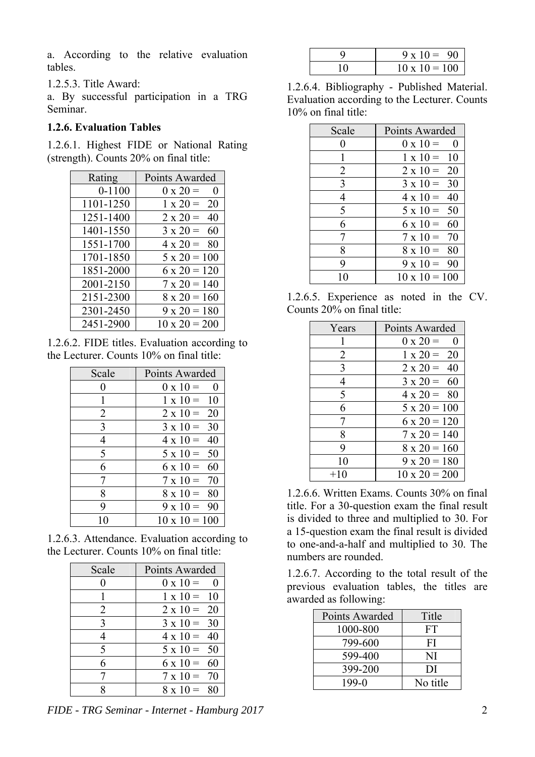a. According to the relative evaluation tables.

1.2.5.3. Title Award:

a. By successful participation in a TRG Seminar.

**1.2.6. Evaluation Tables**

1.2.6.1. Highest FIDE or National Rating (strength). Counts 20% on final title:

| Rating | Points Awarded |
|---|---|
| 0-1100 | 0 x 20 = 0 |
| 1101-1250 | 1 x 20 = 20 |
| 1251-1400 | 2 x 20 = 40 |
| 1401-1550 | 3 x 20 = 60 |
| 1551-1700 | 4 x 20 = 80 |
| 1701-1850 | 5 x 20 = 100 |
| 1851-2000 | 6 x 20 = 120 |
| 2001-2150 | 7 x 20 = 140 |
| 2151-2300 | 8 x 20 = 160 |
| 2301-2450 | 9 x 20 = 180 |
| 2451-2900 | 10 x 20 = 200 |

1.2.6.2. FIDE titles. Evaluation according to the Lecturer. Counts 10% on final title:

| Scale | Points Awarded |
|---|---|
| 0 | 0 x 10 = 0 |
| 1 | 1 x 10 = 10 |
| 2 | 2 x 10 = 20 |
| 3 | 3 x 10 = 30 |
| 4 | 4 x 10 = 40 |
| 5 | 5 x 10 = 50 |
| 6 | 6 x 10 = 60 |
| 7 | 7 x 10 = 70 |
| 8 | 8 x 10 = 80 |
| 9 | 9 x 10 = 90 |
| 10 | 10 x 10 = 100 |

1.2.6.3. Attendance. Evaluation according to the Lecturer. Counts 10% on final title:

| Scale | Points Awarded |
|---|---|
| 0 | 0 x 10 = 0 |
| 1 | 1 x 10 = 10 |
| 2 | 2 x 10 = 20 |
| 3 | 3 x 10 = 30 |
| 4 | 4 x 10 = 40 |
| 5 | 5 x 10 = 50 |
| 6 | 6 x 10 = 60 |
| 7 | 7 x 10 = 70 |
| 8 | 8 x 10 = 80 |
| 9 | 9 x 10 = 90 |
| 10 | 10 x 10 = 100 |

1.2.6.4. Bibliography - Published Material. Evaluation according to the Lecturer. Counts 10% on final title:

| Scale | Points Awarded |
|---|---|
| 0 | 0 x 10 = 0 |
| 1 | 1 x 10 = 10 |
| 2 | 2 x 10 = 20 |
| 3 | 3 x 10 = 30 |
| 4 | 4 x 10 = 40 |
| 5 | 5 x 10 = 50 |
| 6 | 6 x 10 = 60 |
| 7 | 7 x 10 = 70 |
| 8 | 8 x 10 = 80 |
| 9 | 9 x 10 = 90 |
| 10 | 10 x 10 = 100 |

1.2.6.5. Experience as noted in the CV. Counts 20% on final title:

| Years | Points Awarded |
|---|---|
| 1 | 0 x 20 = 0 |
| 2 | 1 x 20 = 20 |
| 3 | 2 x 20 = 40 |
| 4 | 3 x 20 = 60 |
| 5 | 4 x 20 = 80 |
| 6 | 5 x 20 = 100 |
| 7 | 6 x 20 = 120 |
| 8 | 7 x 20 = 140 |
| 9 | 8 x 20 = 160 |
| 10 | 9 x 20 = 180 |
| +10 | 10 x 20 = 200 |

1.2.6.6. Written Exams. Counts 30% on final title. For a 30-question exam the final result is divided to three and multiplied to 30. For a 15-question exam the final result is divided to one-and-a-half and multiplied to 30. The numbers are rounded.

1.2.6.7. According to the total result of the previous evaluation tables, the titles are awarded as following:

| Points Awarded | Title |
|---|---|
| 1000-800 | FT |
| 799-600 | FI |
| 599-400 | NI |
| 399-200 | DI |
| 199-0 | No title |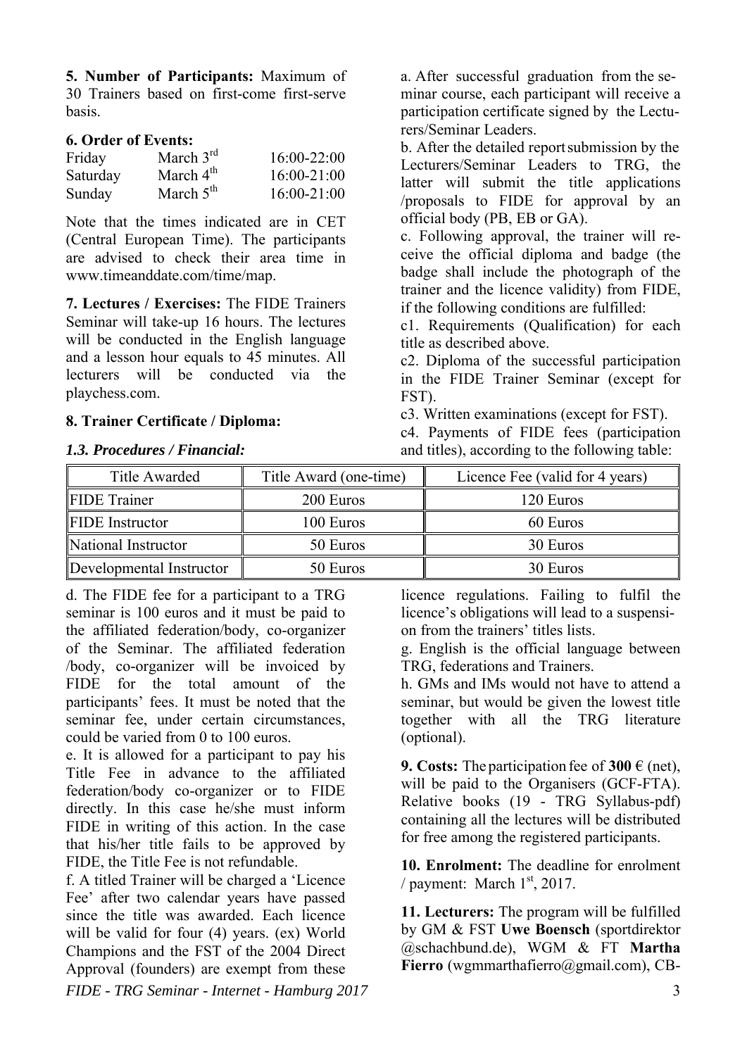**5. Number of Participants:** Maximum of 30 Trainers based on first-come first-serve basis.

**6. Order of Events:**

| | | |
|---|---|---|
| Friday | March 3rd | 16:00-22:00 |
| Saturday | March 4th | 16:00-21:00 |
| Sunday | March 5th | 16:00-21:00 |

Note that the times indicated are in CET (Central European Time). The participants are advised to check their area time in www.timeanddate.com/time/map.

**7. Lectures / Exercises:** The FIDE Trainers Seminar will take-up 16 hours. The lectures will be conducted in the English language and a lesson hour equals to 45 minutes. All lecturers will be conducted via the playchess.com.

**8. Trainer Certificate / Diploma:**

***1.3. Procedures / Financial:***

a. After successful graduation from the seminar course, each participant will receive a participation certificate signed by the Lecturers/Seminar Leaders.

b. After the detailed report submission by the Lecturers/Seminar Leaders to TRG, the latter will submit the title applications /proposals to FIDE for approval by an official body (PB, EB or GA).

c. Following approval, the trainer will receive the official diploma and badge (the badge shall include the photograph of the trainer and the licence validity) from FIDE, if the following conditions are fulfilled:

c1. Requirements (Qualification) for each title as described above.

c2. Diploma of the successful participation in the FIDE Trainer Seminar (except for FST).

c3. Written examinations (except for FST).

c4. Payments of FIDE fees (participation and titles), according to the following table:

| Title Awarded | Title Award (one-time) | Licence Fee (valid for 4 years) |
|---|---|---|
| FIDE Trainer | 200 Euros | 120 Euros |
| FIDE Instructor | 100 Euros | 60 Euros |
| National Instructor | 50 Euros | 30 Euros |
| Developmental Instructor | 50 Euros | 30 Euros |

d. The FIDE fee for a participant to a TRG seminar is 100 euros and it must be paid to the affiliated federation/body, co-organizer of the Seminar. The affiliated federation /body, co-organizer will be invoiced by FIDE for the total amount of the participants' fees. It must be noted that the seminar fee, under certain circumstances, could be varied from 0 to 100 euros.

e. It is allowed for a participant to pay his Title Fee in advance to the affiliated federation/body co-organizer or to FIDE directly. In this case he/she must inform FIDE in writing of this action. In the case that his/her title fails to be approved by FIDE, the Title Fee is not refundable.

f. A titled Trainer will be charged a 'Licence Fee' after two calendar years have passed since the title was awarded. Each licence will be valid for four (4) years. (ex) World Champions and the FST of the 2004 Direct Approval (founders) are exempt from these licence regulations. Failing to fulfil the licence's obligations will lead to a suspension from the trainers' titles lists.

g. English is the official language between TRG, federations and Trainers.

h. GMs and IMs would not have to attend a seminar, but would be given the lowest title together with all the TRG literature (optional).

**9. Costs:** The participation fee of **300** € (net), will be paid to the Organisers (GCF-FTA). Relative books (19 - TRG Syllabus-pdf) containing all the lectures will be distributed for free among the registered participants.

**10. Enrolment:** The deadline for enrolment / payment: March 1st, 2017.

**11. Lecturers:** The program will be fulfilled by GM & FST **Uwe Boensch** (sportdirektor @schachbund.de), WGM & FT **Martha Fierro** (wgmmarthafierro@gmail.com), CB-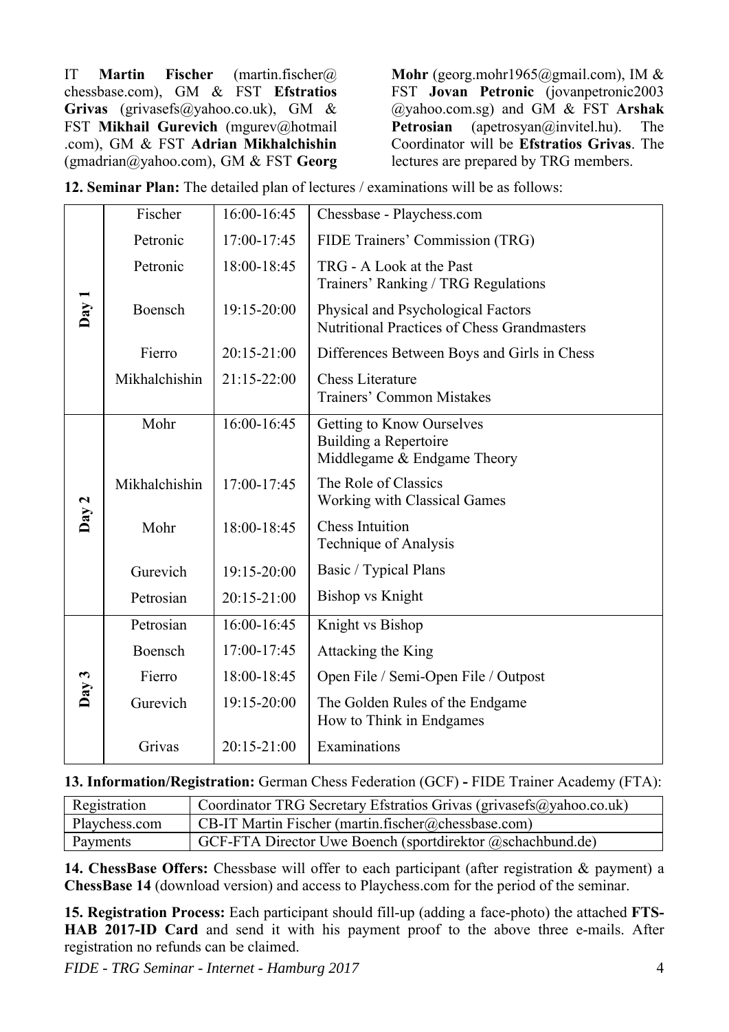IT **Martin Fischer** (martin.fischer@chessbase.com), GM & FST **Efstratios Grivas** (grivasefs@yahoo.co.uk), GM & FST **Mikhail Gurevich** (mgurev@hotmail.com), GM & FST **Adrian Mikhalchishin** (gmadrian@yahoo.com), GM & FST **Georg Mohr** (georg.mohr1965@gmail.com), IM & FST **Jovan Petronic** (jovanpetronic2003@yahoo.com.sg) and GM & FST **Arshak Petrosian** (apetrosyan@invitel.hu). The Coordinator will be **Efstratios Grivas**. The lectures are prepared by TRG members.

**12. Seminar Plan:** The detailed plan of lectures / examinations will be as follows:

| Day | Lecturer | Time | Topic |
|---|---|---|---|
| **Day 1** | Fischer | 16:00-16:45 | Chessbase - Playchess.com |
| | Petronic | 17:00-17:45 | FIDE Trainers' Commission (TRG) |
| | Petronic | 18:00-18:45 | TRG - A Look at the Past<br>Trainers' Ranking / TRG Regulations |
| | Boensch | 19:15-20:00 | Physical and Psychological Factors<br>Nutritional Practices of Chess Grandmasters |
| | Fierro | 20:15-21:00 | Differences Between Boys and Girls in Chess |
| | Mikhalchishin | 21:15-22:00 | Chess Literature<br>Trainers' Common Mistakes |
| **Day 2** | Mohr | 16:00-16:45 | Getting to Know Ourselves<br>Building a Repertoire<br>Middlegame & Endgame Theory |
| | Mikhalchishin | 17:00-17:45 | The Role of Classics<br>Working with Classical Games |
| | Mohr | 18:00-18:45 | Chess Intuition<br>Technique of Analysis |
| | Gurevich | 19:15-20:00 | Basic / Typical Plans |
| | Petrosian | 20:15-21:00 | Bishop vs Knight |
| **Day 3** | Petrosian | 16:00-16:45 | Knight vs Bishop |
| | Boensch | 17:00-17:45 | Attacking the King |
| | Fierro | 18:00-18:45 | Open File / Semi-Open File / Outpost |
| | Gurevich | 19:15-20:00 | The Golden Rules of the Endgame<br>How to Think in Endgames |
| | Grivas | 20:15-21:00 | Examinations |

**13. Information/Registration:** German Chess Federation (GCF) **-** FIDE Trainer Academy (FTA):

| Registration | Coordinator TRG Secretary Efstratios Grivas (grivasefs@yahoo.co.uk) |
|---|---|
| Playchess.com | CB-IT Martin Fischer (martin.fischer@chessbase.com) |
| Payments | GCF-FTA Director Uwe Boench (sportdirektor @schachbund.de) |

**14. ChessBase Offers:** Chessbase will offer to each participant (after registration & payment) a **ChessBase 14** (download version) and access to Playchess.com for the period of the seminar.

**15. Registration Process:** Each participant should fill-up (adding a face-photo) the attached **FTS-HAB 2017-ID Card** and send it with his payment proof to the above three e-mails. After registration no refunds can be claimed.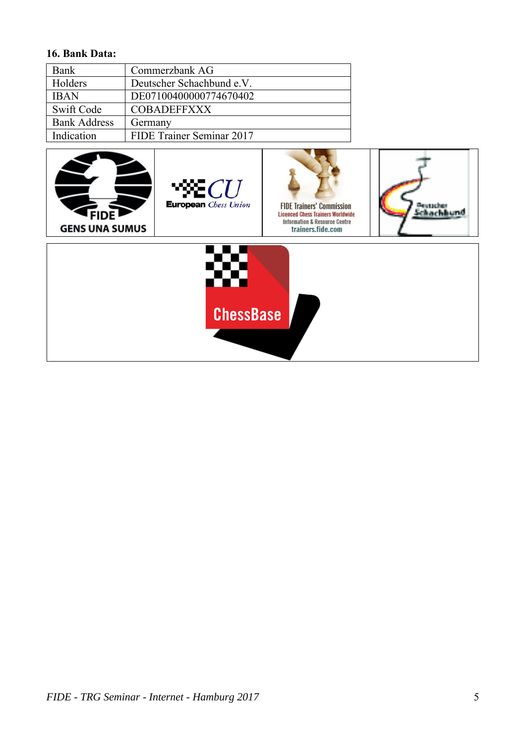**16. Bank Data:**

| | |
|---|---|
| Bank | Commerzbank AG |
| Holders | Deutscher Schachbund e.V. |
| IBAN | DE07100400000774670402 |
| Swift Code | COBADEFFXXX |
| Bank Address | Germany |
| Indication | FIDE Trainer Seminar 2017 |